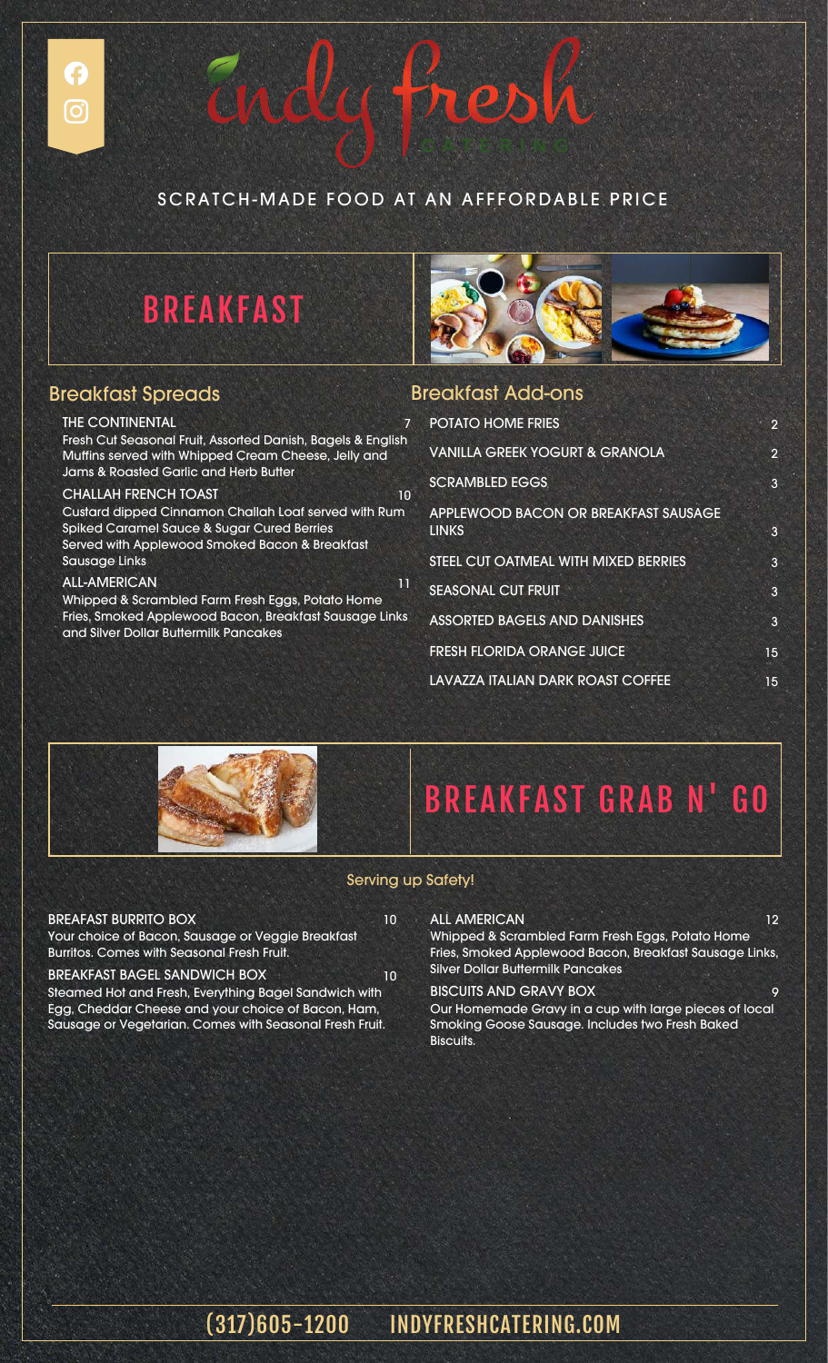# indy fresh
CATERING

SCRATCH-MADE FOOD AT AN AFFFORDABLE PRICE

## BREAKFAST

### Breakfast Spreads

**THE CONTINENTAL** 7
Fresh Cut Seasonal Fruit, Assorted Danish, Bagels & English Muffins served with Whipped Cream Cheese, Jelly and Jams & Roasted Garlic and Herb Butter

**CHALLAH FRENCH TOAST** 10
Custard dipped Cinnamon Challah Loaf served with Rum Spiked Caramel Sauce & Sugar Cured Berries
Served with Applewood Smoked Bacon & Breakfast Sausage Links

**ALL-AMERICAN** 11
Whipped & Scrambled Farm Fresh Eggs, Potato Home Fries, Smoked Applewood Bacon, Breakfast Sausage Links and Silver Dollar Buttermilk Pancakes

### Breakfast Add-ons

| Item | Price |
|---|---|
| POTATO HOME FRIES | 2 |
| VANILLA GREEK YOGURT & GRANOLA | 2 |
| SCRAMBLED EGGS | 3 |
| APPLEWOOD BACON OR BREAKFAST SAUSAGE LINKS | 3 |
| STEEL CUT OATMEAL WITH MIXED BERRIES | 3 |
| SEASONAL CUT FRUIT | 3 |
| ASSORTED BAGELS AND DANISHES | 3 |
| FRESH FLORIDA ORANGE JUICE | 15 |
| LAVAZZA ITALIAN DARK ROAST COFFEE | 15 |

## BREAKFAST GRAB N' GO

Serving up Safety!

**BREAFAST BURRITO BOX** 10
Your choice of Bacon, Sausage or Veggie Breakfast Burritos. Comes with Seasonal Fresh Fruit.

**BREAKFAST BAGEL SANDWICH BOX** 10
Steamed Hot and Fresh, Everything Bagel Sandwich with Egg, Cheddar Cheese and your choice of Bacon, Ham, Sausage or Vegetarian. Comes with Seasonal Fresh Fruit.

**ALL AMERICAN** 12
Whipped & Scrambled Farm Fresh Eggs, Potato Home Fries, Smoked Applewood Bacon, Breakfast Sausage Links, Silver Dollar Buttermilk Pancakes

**BISCUITS AND GRAVY BOX** 9
Our Homemade Gravy in a cup with large pieces of local Smoking Goose Sausage. Includes two Fresh Baked Biscuits.

(317)605-1200 INDYFRESHCATERING.COM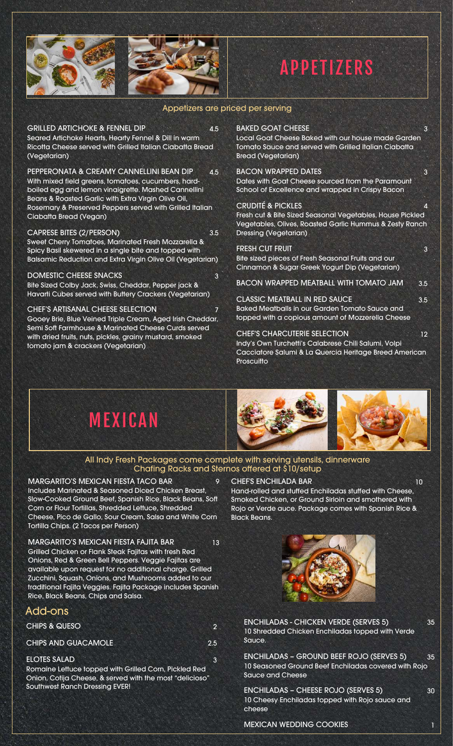# APPETIZERS

Appetizers are priced per serving

**GRILLED ARTICHOKE & FENNEL DIP** 4.5
Seared Artichoke Hearts, Hearty Fennel & Dill in warm Ricotta Cheese served with Grilled Italian Ciabatta Bread (Vegetarian)

**PEPPERONATA & CREAMY CANNELLINI BEAN DIP** 4.5
With mixed field greens, tomatoes, cucumbers, hard-boiled egg and lemon vinaigrette. Mashed Cannellini Beans & Roasted Garlic with Extra Virgin Olive Oil, Rosemary & Preserved Peppers served with Grilled Italian Ciabatta Bread (Vegan)

**CAPRESE BITES (2/PERSON)** 3.5
Sweet Cherry Tomatoes, Marinated Fresh Mozzarella & Spicy Basil skewered in a single bite and topped with Balsamic Reduction and Extra Virgin Olive Oil (Vegetarian)

**DOMESTIC CHEESE SNACKS** 3
Bite Sized Colby Jack, Swiss, Cheddar, Pepper jack & Havarti Cubes served with Buttery Crackers (Vegetarian)

**CHEF'S ARTISANAL CHEESE SELECTION** 7
Gooey Brie, Blue Veined Triple Cream, Aged Irish Cheddar, Semi Soft Farmhouse & Marinated Cheese Curds served with dried fruits, nuts, pickles, grainy mustard, smoked tomato jam & crackers (Vegetarian)

**BAKED GOAT CHEESE** 3
Local Goat Cheese Baked with our house made Garden Tomato Sauce and served with Grilled Italian Ciabatta Bread (Vegetarian)

**BACON WRAPPED DATES** 3
Dates with Goat Cheese sourced from the Paramount School of Excellence and wrapped in Crispy Bacon

**CRUDITÉ & PICKLES** 4
Fresh cut & Bite Sized Seasonal Vegetables, House Pickled Vegetables, Olives, Roasted Garlic Hummus & Zesty Ranch Dressing (Vegetarian)

**FRESH CUT FRUIT** 3
Bite sized pieces of Fresh Seasonal Fruits and our Cinnamon & Sugar Greek Yogurt Dip (Vegetarian)

**BACON WRAPPED MEATBALL WITH TOMATO JAM** 3.5

**CLASSIC MEATBALL IN RED SAUCE** 3.5
Baked Meatballs in our Garden Tomato Sauce and topped with a copious amount of Mozzerella Cheese

**CHEF'S CHARCUTERIE SELECTION** 12
Indy's Own Turchetti's Calabrese Chili Salumi, Volpi Cacciatore Salumi & La Quercia Heritage Breed American Proscuitto

# MEXICAN

All Indy Fresh Packages come complete with serving utensils, dinnerware
Chafing Racks and Sternos offered at $10/setup

**MARGARITO'S MEXICAN FIESTA TACO BAR** 9
Includes Marinated & Seasoned Diced Chicken Breast, Slow-Cooked Ground Beef, Spanish Rice, Black Beans, Soft Corn or Flour Tortillas, Shredded Lettuce, Shredded Cheese, Pico de Gallo, Sour Cream, Salsa and White Corn Tortilla Chips. (2 Tacos per Person)

**MARGARITO'S MEXICAN FIESTA FAJITA BAR** 13
Grilled Chicken or Flank Steak Fajitas with fresh Red Onions, Red & Green Bell Peppers. Veggie Fajitas are available upon request for no additional charge. Grilled Zucchini, Squash, Onions, and Mushrooms added to our traditional Fajita Veggies. Fajita Package includes Spanish Rice, Black Beans, Chips and Salsa.

**CHEF'S ENCHILADA BAR** 10
Hand-rolled and stuffed Enchiladas stuffed with Cheese, Smoked Chicken, or Ground Sirloin and smothered with Rojo or Verde auce. Package comes with Spanish Rice & Black Beans.

## Add-ons

**CHIPS & QUESO** 2

**CHIPS AND GUACAMOLE** 2.5

**ELOTES SALAD** 3
Romaine Lettuce topped with Grilled Corn, Pickled Red Onion, Cotija Cheese, & served with the most "delicioso" Southwest Ranch Dressing EVER!

**ENCHILADAS - CHICKEN VERDE (SERVES 5)** 35
10 Shredded Chicken Enchiladas topped with Verde Sauce.

**ENCHILADAS – GROUND BEEF ROJO (SERVES 5)** 35
10 Seasoned Ground Beef Enchiladas covered with Rojo Sauce and Cheese

**ENCHILADAS – CHEESE ROJO (SERVES 5)** 30
10 Cheesy Enchiladas topped with Rojo sauce and cheese

**MEXICAN WEDDING COOKIES** 1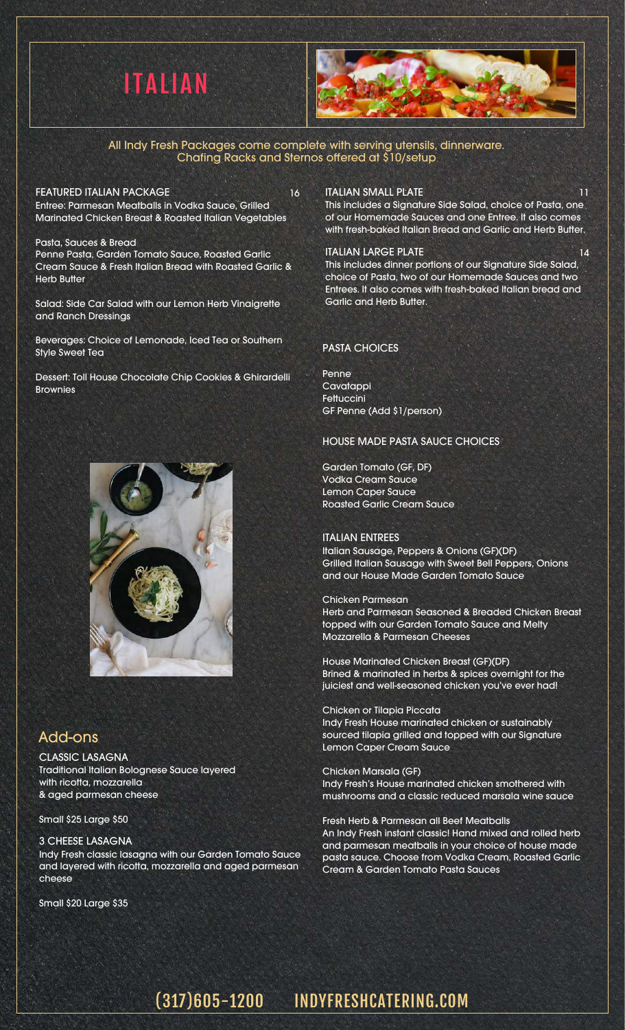# ITALIAN

All Indy Fresh Packages come complete with serving utensils, dinnerware. Chafing Racks and Sternos offered at $10/setup

## FEATURED ITALIAN PACKAGE 16

Entree: Parmesan Meatballs in Vodka Sauce, Grilled Marinated Chicken Breast & Roasted Italian Vegetables

Pasta, Sauces & Bread
Penne Pasta, Garden Tomato Sauce, Roasted Garlic Cream Sauce & Fresh Italian Bread with Roasted Garlic & Herb Butter

Salad: Side Car Salad with our Lemon Herb Vinaigrette and Ranch Dressings

Beverages: Choice of Lemonade, Iced Tea or Southern Style Sweet Tea

Dessert: Toll House Chocolate Chip Cookies & Ghirardelli Brownies

## Add-ons

**CLASSIC LASAGNA**
Traditional Italian Bolognese Sauce layered with ricotta, mozzarella & aged parmesan cheese

Small $25 Large $50

**3 CHEESE LASAGNA**
Indy Fresh classic lasagna with our Garden Tomato Sauce and layered with ricotta, mozzarella and aged parmesan cheese

Small $20 Large $35

## ITALIAN SMALL PLATE 11

This includes a Signature Side Salad, choice of Pasta, one of our Homemade Sauces and one Entree. It also comes with fresh-baked Italian Bread and Garlic and Herb Butter.

## ITALIAN LARGE PLATE 14

This includes dinner portions of our Signature Side Salad, choice of Pasta, two of our Homemade Sauces and two Entrees. It also comes with fresh-baked Italian bread and Garlic and Herb Butter.

## PASTA CHOICES

Penne
Cavatappi
Fettuccini
GF Penne (Add $1/person)

## HOUSE MADE PASTA SAUCE CHOICES

Garden Tomato (GF, DF)
Vodka Cream Sauce
Lemon Caper Sauce
Roasted Garlic Cream Sauce

## ITALIAN ENTREES

Italian Sausage, Peppers & Onions (GF)(DF)
Grilled Italian Sausage with Sweet Bell Peppers, Onions and our House Made Garden Tomato Sauce

Chicken Parmesan
Herb and Parmesan Seasoned & Breaded Chicken Breast topped with our Garden Tomato Sauce and Melty Mozzarella & Parmesan Cheeses

House Marinated Chicken Breast (GF)(DF)
Brined & marinated in herbs & spices overnight for the juiciest and well-seasoned chicken you've ever had!

Chicken or Tilapia Piccata
Indy Fresh House marinated chicken or sustainably sourced tilapia grilled and topped with our Signature Lemon Caper Cream Sauce

Chicken Marsala (GF)
Indy Fresh's House marinated chicken smothered with mushrooms and a classic reduced marsala wine sauce

Fresh Herb & Parmesan all Beef Meatballs
An Indy Fresh instant classic! Hand mixed and rolled herb and parmesan meatballs in your choice of house made pasta sauce. Choose from Vodka Cream, Roasted Garlic Cream & Garden Tomato Pasta Sauces

(317)605-1200 INDYFRESHCATERING.COM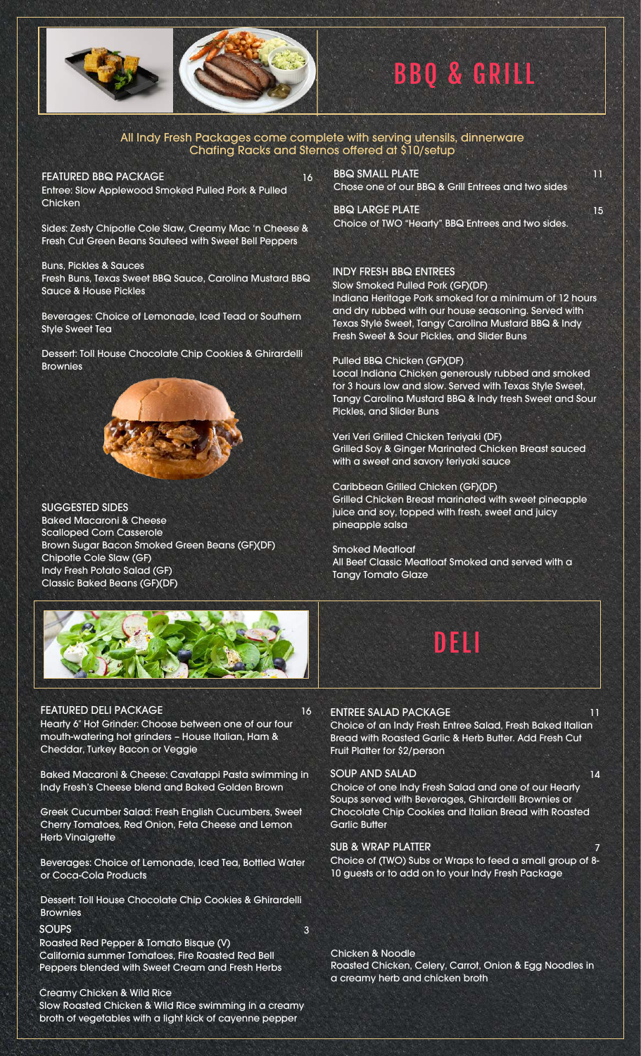# BBQ & GRILL

All Indy Fresh Packages come complete with serving utensils, dinnerware
Chafing Racks and Sternos offered at $10/setup

**FEATURED BBQ PACKAGE** 16

Entree: Slow Applewood Smoked Pulled Pork & Pulled Chicken

Sides: Zesty Chipotle Cole Slaw, Creamy Mac 'n Cheese & Fresh Cut Green Beans Sauteed with Sweet Bell Peppers

Buns, Pickles & Sauces
Fresh Buns, Texas Sweet BBQ Sauce, Carolina Mustard BBQ Sauce & House Pickles

Beverages: Choice of Lemonade, Iced Tead or Southern Style Sweet Tea

Dessert: Toll House Chocolate Chip Cookies & Ghirardelli Brownies

**SUGGESTED SIDES**

- Baked Macaroni & Cheese
- Scalloped Corn Casserole
- Brown Sugar Bacon Smoked Green Beans (GF)(DF)
- Chipotle Cole Slaw (GF)
- Indy Fresh Potato Salad (GF)
- Classic Baked Beans (GF)(DF)

**BBQ SMALL PLATE** 11

Chose one of our BBQ & Grill Entrees and two sides

**BBQ LARGE PLATE** 15

Choice of TWO "Hearty" BBQ Entrees and two sides.

**INDY FRESH BBQ ENTREES**

Slow Smoked Pulled Pork (GF)(DF)
Indiana Heritage Pork smoked for a minimum of 12 hours and dry rubbed with our house seasoning. Served with Texas Style Sweet, Tangy Carolina Mustard BBQ & Indy Fresh Sweet & Sour Pickles, and Slider Buns

Pulled BBQ Chicken (GF)(DF)
Local Indiana Chicken generously rubbed and smoked for 3 hours low and slow. Served with Texas Style Sweet, Tangy Carolina Mustard BBQ & Indy fresh Sweet and Sour Pickles, and Slider Buns

Veri Veri Grilled Chicken Teriyaki (DF)
Grilled Soy & Ginger Marinated Chicken Breast sauced with a sweet and savory teriyaki sauce

Caribbean Grilled Chicken (GF)(DF)
Grilled Chicken Breast marinated with sweet pineapple juice and soy, topped with fresh, sweet and juicy pineapple salsa

Smoked Meatloaf
All Beef Classic Meatloaf Smoked and served with a Tangy Tomato Glaze

# DELI

**FEATURED DELI PACKAGE** 16

Hearty 6" Hot Grinder: Choose between one of our four mouth-watering hot grinders – House Italian, Ham & Cheddar, Turkey Bacon or Veggie

Baked Macaroni & Cheese: Cavatappi Pasta swimming in Indy Fresh's Cheese blend and Baked Golden Brown

Greek Cucumber Salad: Fresh English Cucumbers, Sweet Cherry Tomatoes, Red Onion, Feta Cheese and Lemon Herb Vinaigrette

Beverages: Choice of Lemonade, Iced Tea, Bottled Water or Coca-Cola Products

Dessert: Toll House Chocolate Chip Cookies & Ghirardelli Brownies

**ENTREE SALAD PACKAGE** 11

Choice of an Indy Fresh Entree Salad, Fresh Baked Italian Bread with Roasted Garlic & Herb Butter. Add Fresh Cut Fruit Platter for $2/person

**SOUP AND SALAD** 14

Choice of one Indy Fresh Salad and one of our Hearty Soups served with Beverages, Ghirardelli Brownies or Chocolate Chip Cookies and Italian Bread with Roasted Garlic Butter

**SUB & WRAP PLATTER** 7

Choice of (TWO) Subs or Wraps to feed a small group of 8-10 guests or to add on to your Indy Fresh Package

**SOUPS** 3

Roasted Red Pepper & Tomato Bisque (V)
California summer Tomatoes, Fire Roasted Red Bell Peppers blended with Sweet Cream and Fresh Herbs

Creamy Chicken & Wild Rice
Slow Roasted Chicken & Wild Rice swimming in a creamy broth of vegetables with a light kick of cayenne pepper

Chicken & Noodle
Roasted Chicken, Celery, Carrot, Onion & Egg Noodles in a creamy herb and chicken broth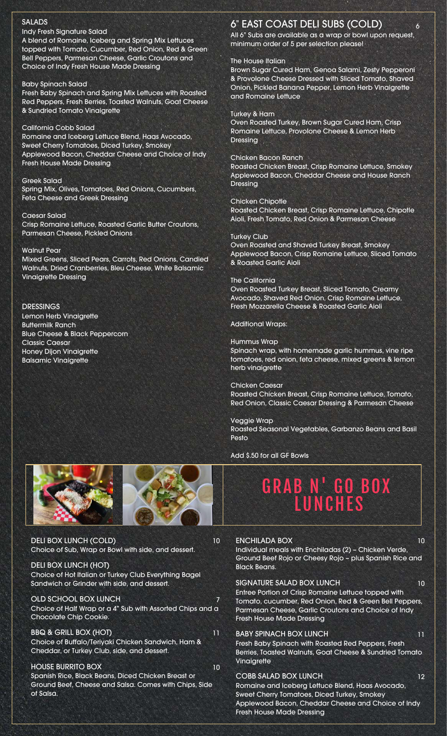## SALADS

**Indy Fresh Signature Salad**
A blend of Romaine, Iceberg and Spring Mix Lettuces topped with Tomato, Cucumber, Red Onion, Red & Green Bell Peppers, Parmesan Cheese, Garlic Croutons and Choice of Indy Fresh House Made Dressing

**Baby Spinach Salad**
Fresh Baby Spinach and Spring Mix Lettuces with Roasted Red Peppers, Fresh Berries, Toasted Walnuts, Goat Cheese & Sundried Tomato Vinaigrette

**California Cobb Salad**
Romaine and Iceberg Lettuce Blend, Haas Avocado, Sweet Cherry Tomatoes, Diced Turkey, Smokey Applewood Bacon, Cheddar Cheese and Choice of Indy Fresh House Made Dressing

**Greek Salad**
Spring Mix, Olives, Tomatoes, Red Onions, Cucumbers, Feta Cheese and Greek Dressing

**Caesar Salad**
Crisp Romaine Lettuce, Roasted Garlic Butter Croutons, Parmesan Cheese, Pickled Onions

**Walnut Pear**
Mixed Greens, Sliced Pears, Carrots, Red Onions, Candied Walnuts, Dried Cranberries, Bleu Cheese, White Balsamic Vinaigrette Dressing

## DRESSINGS

- Lemon Herb Vinaigrette
- Buttermilk Ranch
- Blue Cheese & Black Peppercorn
- Classic Caesar
- Honey Dijon Vinaigrette
- Balsamic Vinaigrette

## 6" EAST COAST DELI SUBS (COLD) — 6

All 6" Subs are available as a wrap or bowl upon request, minimum order of 5 per selection please!

**The House Italian**
Brown Sugar Cured Ham, Genoa Salami, Zesty Pepperoni & Provolone Cheese Dressed with Sliced Tomato, Shaved Onion, Pickled Banana Pepper, Lemon Herb Vinaigrette and Romaine Lettuce

**Turkey & Ham**
Oven Roasted Turkey, Brown Sugar Cured Ham, Crisp Romaine Lettuce, Provolone Cheese & Lemon Herb Dressing

**Chicken Bacon Ranch**
Roasted Chicken Breast, Crisp Romaine Lettuce, Smokey Applewood Bacon, Cheddar Cheese and House Ranch Dressing

**Chicken Chipotle**
Roasted Chicken Breast, Crisp Romaine Lettuce, Chipotle Aioli, Fresh Tomato, Red Onion & Parmesan Cheese

**Turkey Club**
Oven Roasted and Shaved Turkey Breast, Smokey Applewood Bacon, Crisp Romaine Lettuce, Sliced Tomato & Roasted Garlic Aioli

**The California**
Oven Roasted Turkey Breast, Sliced Tomato, Creamy Avocado, Shaved Red Onion, Crisp Romaine Lettuce, Fresh Mozzarella Cheese & Roasted Garlic Aioli

Additional Wraps:

**Hummus Wrap**
Spinach wrap, with homemade garlic hummus, vine ripe tomatoes, red onion, feta cheese, mixed greens & lemon herb vinaigrette

**Chicken Caesar**
Roasted Chicken Breast, Crisp Romaine Lettuce, Tomato, Red Onion, Classic Caesar Dressing & Parmesan Cheese

**Veggie Wrap**
Roasted Seasonal Vegetables, Garbanzo Beans and Basil Pesto

Add $.50 for all GF Bowls

# GRAB N' GO BOX LUNCHES

**DELI BOX LUNCH (COLD)** — 10
Choice of Sub, Wrap or Bowl with side, and dessert.

**DELI BOX LUNCH (HOT)**
Choice of Hot Italian or Turkey Club Everything Bagel Sandwich or Grinder with side, and dessert.

**OLD SCHOOL BOX LUNCH** — 7
Choice of Half Wrap or a 4" Sub with Assorted Chips and a Chocolate Chip Cookie.

**BBQ & GRILL BOX (HOT)** — 11
Choice of Buffalo/Teriyaki Chicken Sandwich, Ham & Cheddar, or Turkey Club, side, and dessert.

**HOUSE BURRITO BOX** — 10
Spanish Rice, Black Beans, Diced Chicken Breast or Ground Beef, Cheese and Salsa. Comes with Chips, Side of Salsa.

**ENCHILADA BOX** — 10
Individual meals with Enchiladas (2) – Chicken Verde, Ground Beef Rojo or Cheesy Rojo – plus Spanish Rice and Black Beans.

**SIGNATURE SALAD BOX LUNCH** — 10
Entree Portion of Crisp Romaine Lettuce topped with Tomato, cucumber, Red Onion, Red & Green Bell Peppers, Parmesan Cheese, Garlic Croutons and Choice of Indy Fresh House Made Dressing

**BABY SPINACH BOX LUNCH** — 11
Fresh Baby Spinach with Roasted Red Peppers, Fresh Berries, Toasted Walnuts, Goat Cheese & Sundried Tomato Vinaigrette

**COBB SALAD BOX LUNCH** — 12
Romaine and Iceberg Lettuce Blend, Haas Avocado, Sweet Cherry Tomatoes, Diced Turkey, Smokey Applewood Bacon, Cheddar Cheese and Choice of Indy Fresh House Made Dressing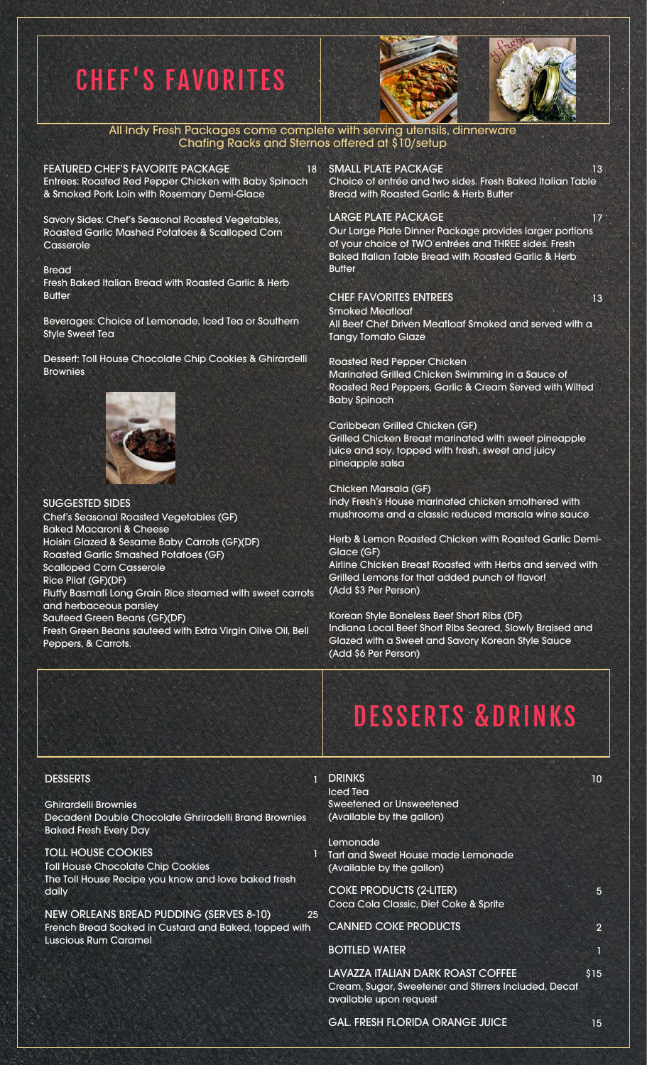# CHEF'S FAVORITES

All Indy Fresh Packages come complete with serving utensils, dinnerware
Chafing Racks and Sternos offered at $10/setup

### FEATURED CHEF'S FAVORITE PACKAGE — 18

Entrees: Roasted Red Pepper Chicken with Baby Spinach & Smoked Pork Loin with Rosemary Demi-Glace

Savory Sides: Chef's Seasonal Roasted Vegetables, Roasted Garlic Mashed Potatoes & Scalloped Corn Casserole

Bread
Fresh Baked Italian Bread with Roasted Garlic & Herb Butter

Beverages: Choice of Lemonade, Iced Tea or Southern Style Sweet Tea

Dessert: Toll House Chocolate Chip Cookies & Ghirardelli Brownies

### SUGGESTED SIDES

- Chef's Seasonal Roasted Vegetables (GF)
- Baked Macaroni & Cheese
- Hoisin Glazed & Sesame Baby Carrots (GF)(DF)
- Roasted Garlic Smashed Potatoes (GF)
- Scalloped Corn Casserole
- Rice Pilaf (GF)(DF)
  Fluffy Basmati Long Grain Rice steamed with sweet carrots and herbaceous parsley
- Sauteed Green Beans (GF)(DF)
  Fresh Green Beans sauteed with Extra Virgin Olive Oil, Bell Peppers, & Carrots.

### SMALL PLATE PACKAGE — 13

Choice of entrée and two sides. Fresh Baked Italian Table Bread with Roasted Garlic & Herb Butter

### LARGE PLATE PACKAGE — 17

Our Large Plate Dinner Package provides larger portions of your choice of TWO entrées and THREE sides. Fresh Baked Italian Table Bread with Roasted Garlic & Herb Butter

### CHEF FAVORITES ENTREES — 13

**Smoked Meatloaf**
All Beef Chef Driven Meatloaf Smoked and served with a Tangy Tomato Glaze

**Roasted Red Pepper Chicken**
Marinated Grilled Chicken Swimming in a Sauce of Roasted Red Peppers, Garlic & Cream Served with Wilted Baby Spinach

**Caribbean Grilled Chicken (GF)**
Grilled Chicken Breast marinated with sweet pineapple juice and soy, topped with fresh, sweet and juicy pineapple salsa

**Chicken Marsala (GF)**
Indy Fresh's House marinated chicken smothered with mushrooms and a classic reduced marsala wine sauce

**Herb & Lemon Roasted Chicken with Roasted Garlic Demi-Glace (GF)**
Airline Chicken Breast Roasted with Herbs and served with Grilled Lemons for that added punch of flavor!
(Add $3 Per Person)

**Korean Style Boneless Beef Short Ribs (DF)**
Indiana Local Beef Short Ribs Seared, Slowly Braised and Glazed with a Sweet and Savory Korean Style Sauce
(Add $6 Per Person)

# DESSERTS &DRINKS

### DESSERTS — 1

**Ghirardelli Brownies**
Decadent Double Chocolate Ghriradelli Brand Brownies Baked Fresh Every Day

**TOLL HOUSE COOKIES — 1**
Toll House Chocolate Chip Cookies
The Toll House Recipe you know and love baked fresh daily

**NEW ORLEANS BREAD PUDDING (SERVES 8-10) — 25**
French Bread Soaked in Custard and Baked, topped with Luscious Rum Caramel

### DRINKS — 10

**Iced Tea**
Sweetened or Unsweetened
(Available by the gallon)

**Lemonade**
Tart and Sweet House made Lemonade
(Available by the gallon)

**COKE PRODUCTS (2-LITER) — 5**
Coca Cola Classic, Diet Coke & Sprite

**CANNED COKE PRODUCTS — 2**

**BOTTLED WATER — 1**

**LAVAZZA ITALIAN DARK ROAST COFFEE — $15**
Cream, Sugar, Sweetener and Stirrers Included, Decaf available upon request

**GAL. FRESH FLORIDA ORANGE JUICE — 15**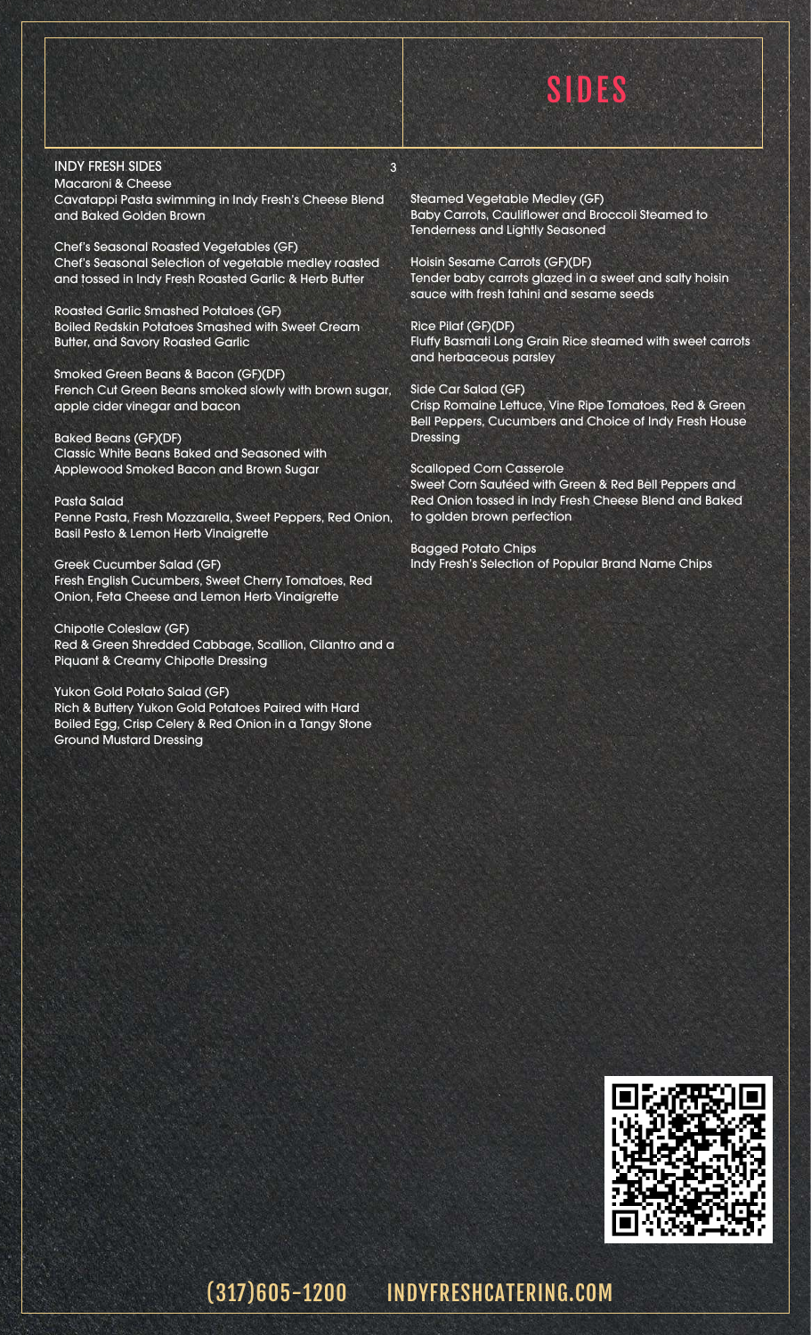# SIDES

## INDY FRESH SIDES 3

**Macaroni & Cheese**
Cavatappi Pasta swimming in Indy Fresh's Cheese Blend and Baked Golden Brown

**Chef's Seasonal Roasted Vegetables (GF)**
Chef's Seasonal Selection of vegetable medley roasted and tossed in Indy Fresh Roasted Garlic & Herb Butter

**Roasted Garlic Smashed Potatoes (GF)**
Boiled Redskin Potatoes Smashed with Sweet Cream Butter, and Savory Roasted Garlic

**Smoked Green Beans & Bacon (GF)(DF)**
French Cut Green Beans smoked slowly with brown sugar, apple cider vinegar and bacon

**Baked Beans (GF)(DF)**
Classic White Beans Baked and Seasoned with Applewood Smoked Bacon and Brown Sugar

**Pasta Salad**
Penne Pasta, Fresh Mozzarella, Sweet Peppers, Red Onion, Basil Pesto & Lemon Herb Vinaigrette

**Greek Cucumber Salad (GF)**
Fresh English Cucumbers, Sweet Cherry Tomatoes, Red Onion, Feta Cheese and Lemon Herb Vinaigrette

**Chipotle Coleslaw (GF)**
Red & Green Shredded Cabbage, Scallion, Cilantro and a Piquant & Creamy Chipotle Dressing

**Yukon Gold Potato Salad (GF)**
Rich & Buttery Yukon Gold Potatoes Paired with Hard Boiled Egg, Crisp Celery & Red Onion in a Tangy Stone Ground Mustard Dressing

**Steamed Vegetable Medley (GF)**
Baby Carrots, Cauliflower and Broccoli Steamed to Tenderness and Lightly Seasoned

**Hoisin Sesame Carrots (GF)(DF)**
Tender baby carrots glazed in a sweet and salty hoisin sauce with fresh tahini and sesame seeds

**Rice Pilaf (GF)(DF)**
Fluffy Basmati Long Grain Rice steamed with sweet carrots and herbaceous parsley

**Side Car Salad (GF)**
Crisp Romaine Lettuce, Vine Ripe Tomatoes, Red & Green Bell Peppers, Cucumbers and Choice of Indy Fresh House Dressing

**Scalloped Corn Casserole**
Sweet Corn Sautéed with Green & Red Bell Peppers and Red Onion tossed in Indy Fresh Cheese Blend and Baked to golden brown perfection

**Bagged Potato Chips**
Indy Fresh's Selection of Popular Brand Name Chips

(317)605-1200 INDYFRESHCATERING.COM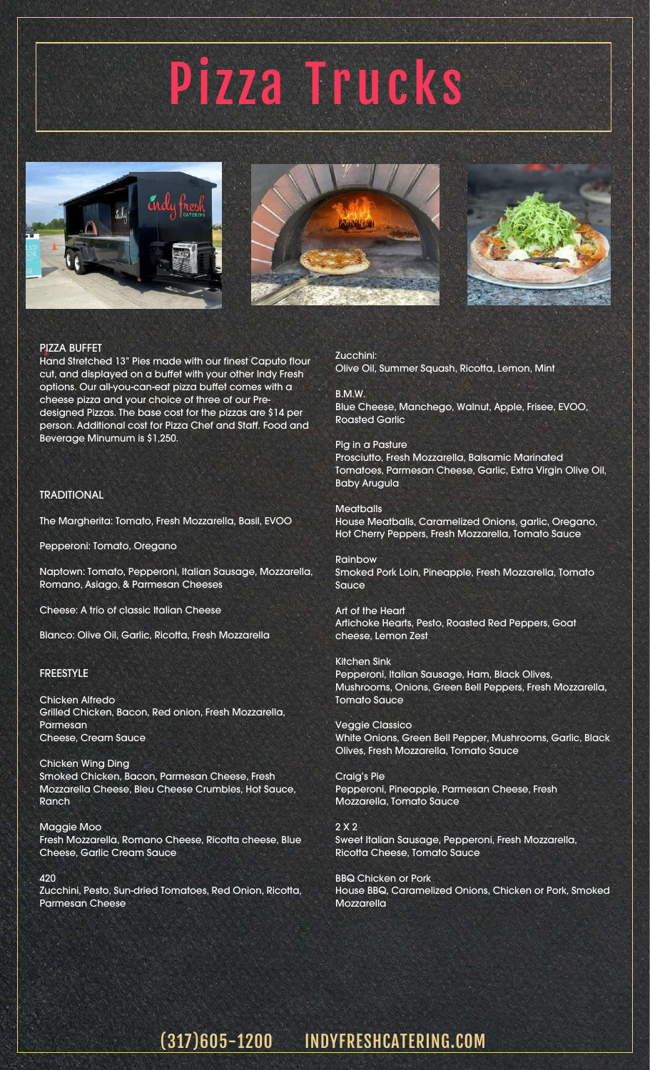# Pizza Trucks

## PIZZA BUFFET

Hand Stretched 13" Pies made with our finest Caputo flour cut, and displayed on a buffet with your other Indy Fresh options. Our all-you-can-eat pizza buffet comes with a cheese pizza and your choice of three of our Pre-designed Pizzas. The base cost for the pizzas are $14 per person. Additional cost for Pizza Chef and Staff. Food and Beverage Minumum is $1,250.

## TRADITIONAL

The Margherita: Tomato, Fresh Mozzarella, Basil, EVOO

Pepperoni: Tomato, Oregano

Naptown: Tomato, Pepperoni, Italian Sausage, Mozzarella, Romano, Asiago, & Parmesan Cheeses

Cheese: A trio of classic Italian Cheese

Blanco: Olive Oil, Garlic, Ricotta, Fresh Mozzarella

## FREESTYLE

Chicken Alfredo
Grilled Chicken, Bacon, Red onion, Fresh Mozzarella, Parmesan Cheese, Cream Sauce

Chicken Wing Ding
Smoked Chicken, Bacon, Parmesan Cheese, Fresh Mozzarella Cheese, Bleu Cheese Crumbles, Hot Sauce, Ranch

Maggie Moo
Fresh Mozzarella, Romano Cheese, Ricotta cheese, Blue Cheese, Garlic Cream Sauce

420
Zucchini, Pesto, Sun-dried Tomatoes, Red Onion, Ricotta, Parmesan Cheese

Zucchini:
Olive Oil, Summer Squash, Ricotta, Lemon, Mint

B.M.W.
Blue Cheese, Manchego, Walnut, Apple, Frisee, EVOO, Roasted Garlic

Pig in a Pasture
Prosciutto, Fresh Mozzarella, Balsamic Marinated Tomatoes, Parmesan Cheese, Garlic, Extra Virgin Olive Oil, Baby Arugula

Meatballs
House Meatballs, Caramelized Onions, garlic, Oregano, Hot Cherry Peppers, Fresh Mozzarella, Tomato Sauce

Rainbow
Smoked Pork Loin, Pineapple, Fresh Mozzarella, Tomato Sauce

Art of the Heart
Artichoke Hearts, Pesto, Roasted Red Peppers, Goat cheese, Lemon Zest

Kitchen Sink
Pepperoni, Italian Sausage, Ham, Black Olives, Mushrooms, Onions, Green Bell Peppers, Fresh Mozzarella, Tomato Sauce

Veggie Classico
White Onions, Green Bell Pepper, Mushrooms, Garlic, Black Olives, Fresh Mozzarella, Tomato Sauce

Craig's Pie
Pepperoni, Pineapple, Parmesan Cheese, Fresh Mozzarella, Tomato Sauce

2 X 2
Sweet Italian Sausage, Pepperoni, Fresh Mozzarella, Ricotta Cheese, Tomato Sauce

BBQ Chicken or Pork
House BBQ, Caramelized Onions, Chicken or Pork, Smoked Mozzarella

(317)605-1200 INDYFRESHCATERING.COM